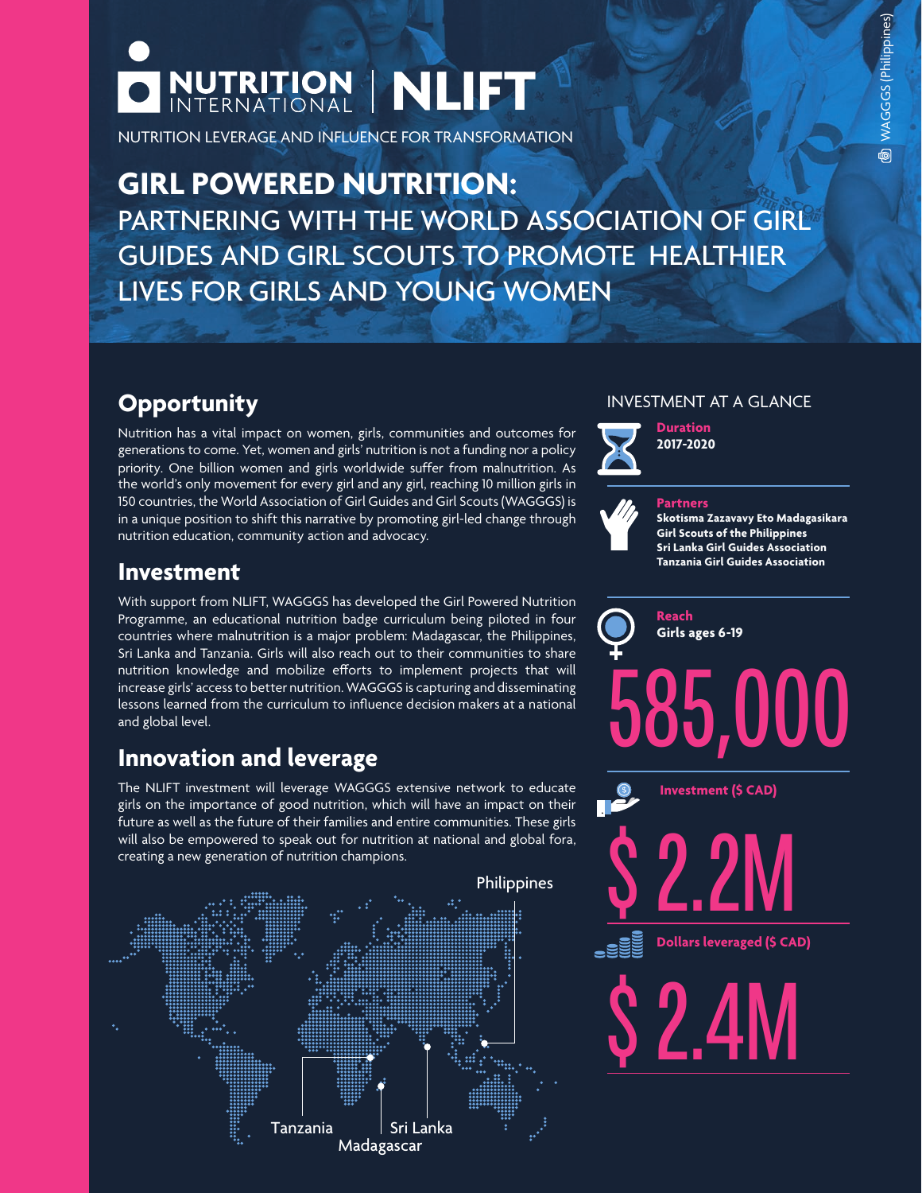NUTRITION INTERNATIONAL | NLIFT

NUTRITION LEVERAGE AND INFLUENCE FOR TRANSFORMATION

# GIRL POWERED NUTRITION:

PARTNERING WITH THE WORLD ASSOCIATION OF GIRL GUIDES AND GIRL SCOUTS TO PROMOTE HEALTHIER LIVES FOR GIRLS AND YOUNG WOMEN

© WAGGGS (Philippines)

## Opportunity

Nutrition has a vital impact on women, girls, communities and outcomes for generations to come. Yet, women and girls' nutrition is not a funding nor a policy priority. One billion women and girls worldwide suffer from malnutrition. As the world's only movement for every girl and any girl, reaching 10 million girls in 150 countries, the World Association of Girl Guides and Girl Scouts (WAGGGS) is in a unique position to shift this narrative by promoting girl-led change through nutrition education, community action and advocacy.

## Investment

With support from NLIFT, WAGGGS has developed the Girl Powered Nutrition Programme, an educational nutrition badge curriculum being piloted in four countries where malnutrition is a major problem: Madagascar, the Philippines, Sri Lanka and Tanzania. Girls will also reach out to their communities to share nutrition knowledge and mobilize efforts to implement projects that will increase girls' access to better nutrition. WAGGGS is capturing and disseminating lessons learned from the curriculum to influence decision makers at a national and global level.

## Innovation and leverage

The NLIFT investment will leverage WAGGGS extensive network to educate girls on the importance of good nutrition, which will have an impact on their future as well as the future of their families and entire communities. These girls will also be empowered to speak out for nutrition at national and global fora, creating a new generation of nutrition champions.

Philippines

Tanzania

Sri Lanka

Madagascar

## INVESTMENT AT A GLANCE

**Duration**
**2017-2020**

**Partners**
**Skotisma Zazavavy Eto Madagasikara**
**Girl Scouts of the Philippines**
**Sri Lanka Girl Guides Association**
**Tanzania Girl Guides Association**

**Reach**
**Girls ages 6-19**

585,000

**Investment ($ CAD)**

$ 2.2M

**Dollars leveraged ($ CAD)**

$ 2.4M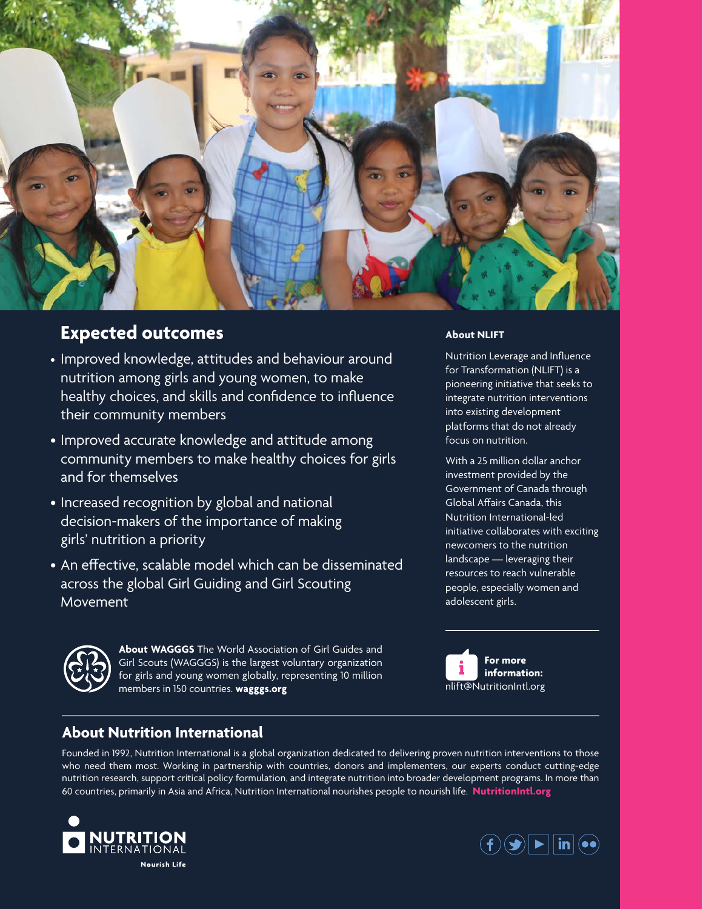## Expected outcomes

- Improved knowledge, attitudes and behaviour around nutrition among girls and young women, to make healthy choices, and skills and confidence to influence their community members
- Improved accurate knowledge and attitude among community members to make healthy choices for girls and for themselves
- Increased recognition by global and national decision-makers of the importance of making girls' nutrition a priority
- An effective, scalable model which can be disseminated across the global Girl Guiding and Girl Scouting Movement

**About WAGGGS** The World Association of Girl Guides and Girl Scouts (WAGGGS) is the largest voluntary organization for girls and young women globally, representing 10 million members in 150 countries. **wagggs.org**

**About NLIFT**

Nutrition Leverage and Influence for Transformation (NLIFT) is a pioneering initiative that seeks to integrate nutrition interventions into existing development platforms that do not already focus on nutrition.

With a 25 million dollar anchor investment provided by the Government of Canada through Global Affairs Canada, this Nutrition International-led initiative collaborates with exciting newcomers to the nutrition landscape — leveraging their resources to reach vulnerable people, especially women and adolescent girls.

**For more information:**
nlift@NutritionIntl.org

## About Nutrition International

Founded in 1992, Nutrition International is a global organization dedicated to delivering proven nutrition interventions to those who need them most. Working in partnership with countries, donors and implementers, our experts conduct cutting-edge nutrition research, support critical policy formulation, and integrate nutrition into broader development programs. In more than 60 countries, primarily in Asia and Africa, Nutrition International nourishes people to nourish life. **NutritionIntl.org**

NUTRITION INTERNATIONAL
Nourish Life